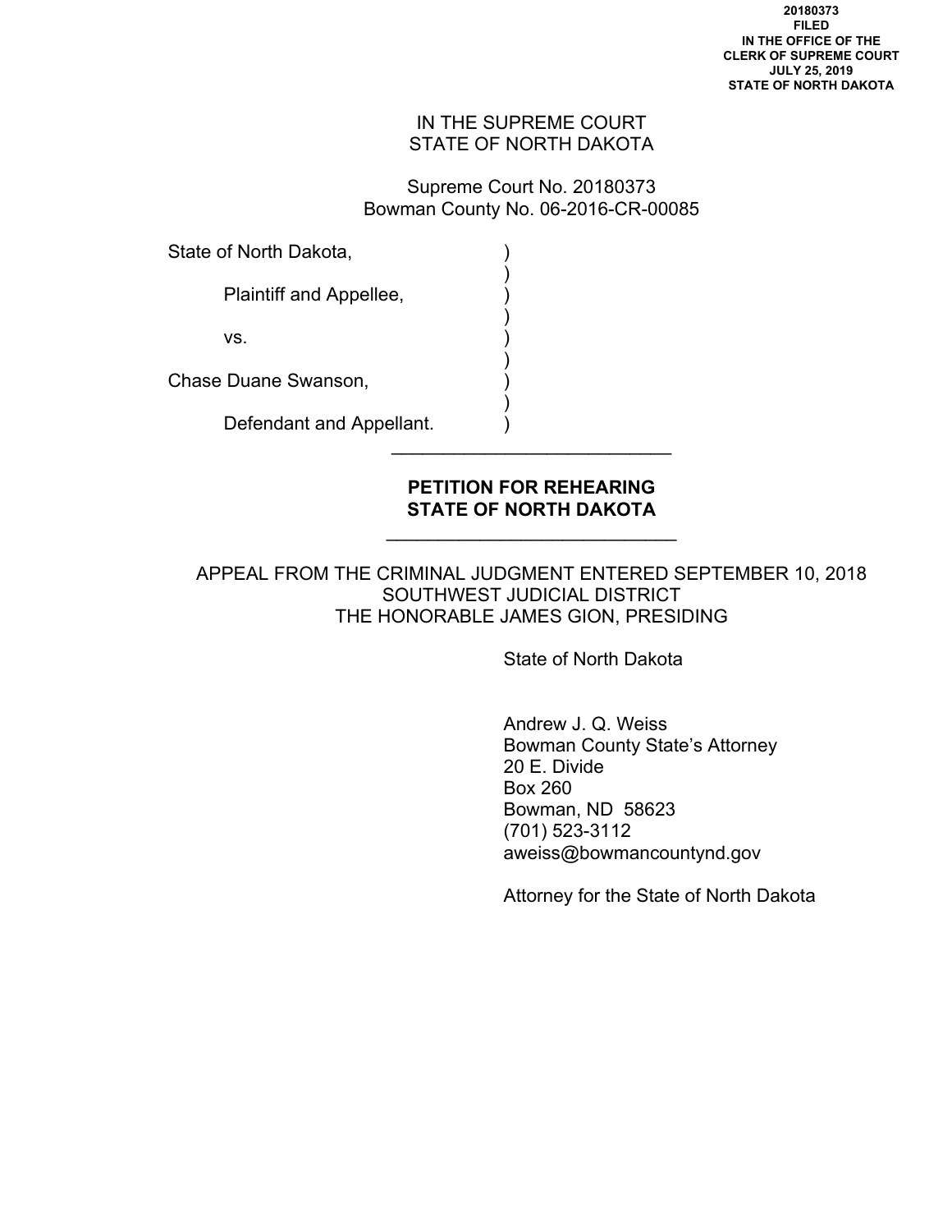**20180373**
**FILED**
**IN THE OFFICE OF THE**
**CLERK OF SUPREME COURT**
**JULY 25, 2019**
**STATE OF NORTH DAKOTA**

IN THE SUPREME COURT
STATE OF NORTH DAKOTA

Supreme Court No. 20180373
Bowman County No. 06-2016-CR-00085

State of North Dakota, )
)
Plaintiff and Appellee, )
)
vs. )
)
Chase Duane Swanson, )
)
Defendant and Appellant. )

---

**PETITION FOR REHEARING**
**STATE OF NORTH DAKOTA**

---

APPEAL FROM THE CRIMINAL JUDGMENT ENTERED SEPTEMBER 10, 2018
SOUTHWEST JUDICIAL DISTRICT
THE HONORABLE JAMES GION, PRESIDING

State of North Dakota

Andrew J. Q. Weiss
Bowman County State's Attorney
20 E. Divide
Box 260
Bowman, ND 58623
(701) 523-3112
aweiss@bowmancountynd.gov

Attorney for the State of North Dakota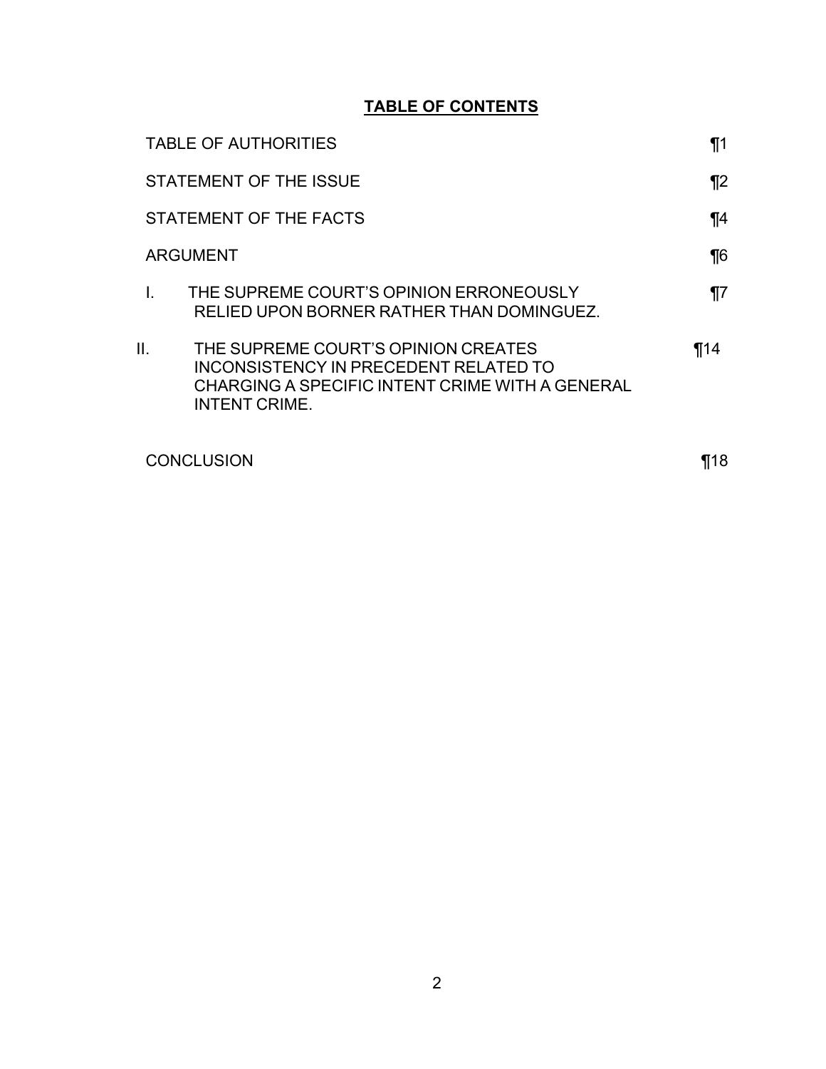## **TABLE OF CONTENTS**

| | |
|---|---|
| TABLE OF AUTHORITIES | ¶1 |
| STATEMENT OF THE ISSUE | ¶2 |
| STATEMENT OF THE FACTS | ¶4 |
| ARGUMENT | ¶6 |
| I. THE SUPREME COURT'S OPINION ERRONEOUSLY RELIED UPON BORNER RATHER THAN DOMINGUEZ. | ¶7 |
| II. THE SUPREME COURT'S OPINION CREATES INCONSISTENCY IN PRECEDENT RELATED TO CHARGING A SPECIFIC INTENT CRIME WITH A GENERAL INTENT CRIME. | ¶14 |
| CONCLUSION | ¶18 |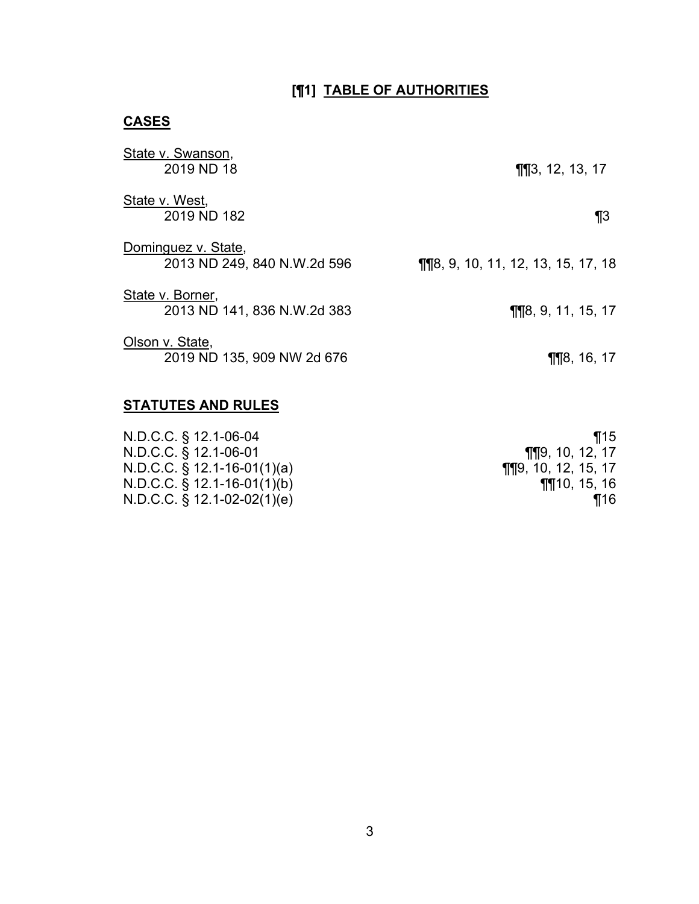## [¶1] TABLE OF AUTHORITIES

### CASES

| | |
|---|---|
| State v. Swanson, 2019 ND 18 | ¶¶3, 12, 13, 17 |
| State v. West, 2019 ND 182 | ¶3 |
| Dominguez v. State, 2013 ND 249, 840 N.W.2d 596 | ¶¶8, 9, 10, 11, 12, 13, 15, 17, 18 |
| State v. Borner, 2013 ND 141, 836 N.W.2d 383 | ¶¶8, 9, 11, 15, 17 |
| Olson v. State, 2019 ND 135, 909 NW 2d 676 | ¶¶8, 16, 17 |

### STATUTES AND RULES

| | |
|---|---|
| N.D.C.C. § 12.1-06-04 | ¶15 |
| N.D.C.C. § 12.1-06-01 | ¶¶9, 10, 12, 17 |
| N.D.C.C. § 12.1-16-01(1)(a) | ¶¶9, 10, 12, 15, 17 |
| N.D.C.C. § 12.1-16-01(1)(b) | ¶¶10, 15, 16 |
| N.D.C.C. § 12.1-02-02(1)(e) | ¶16 |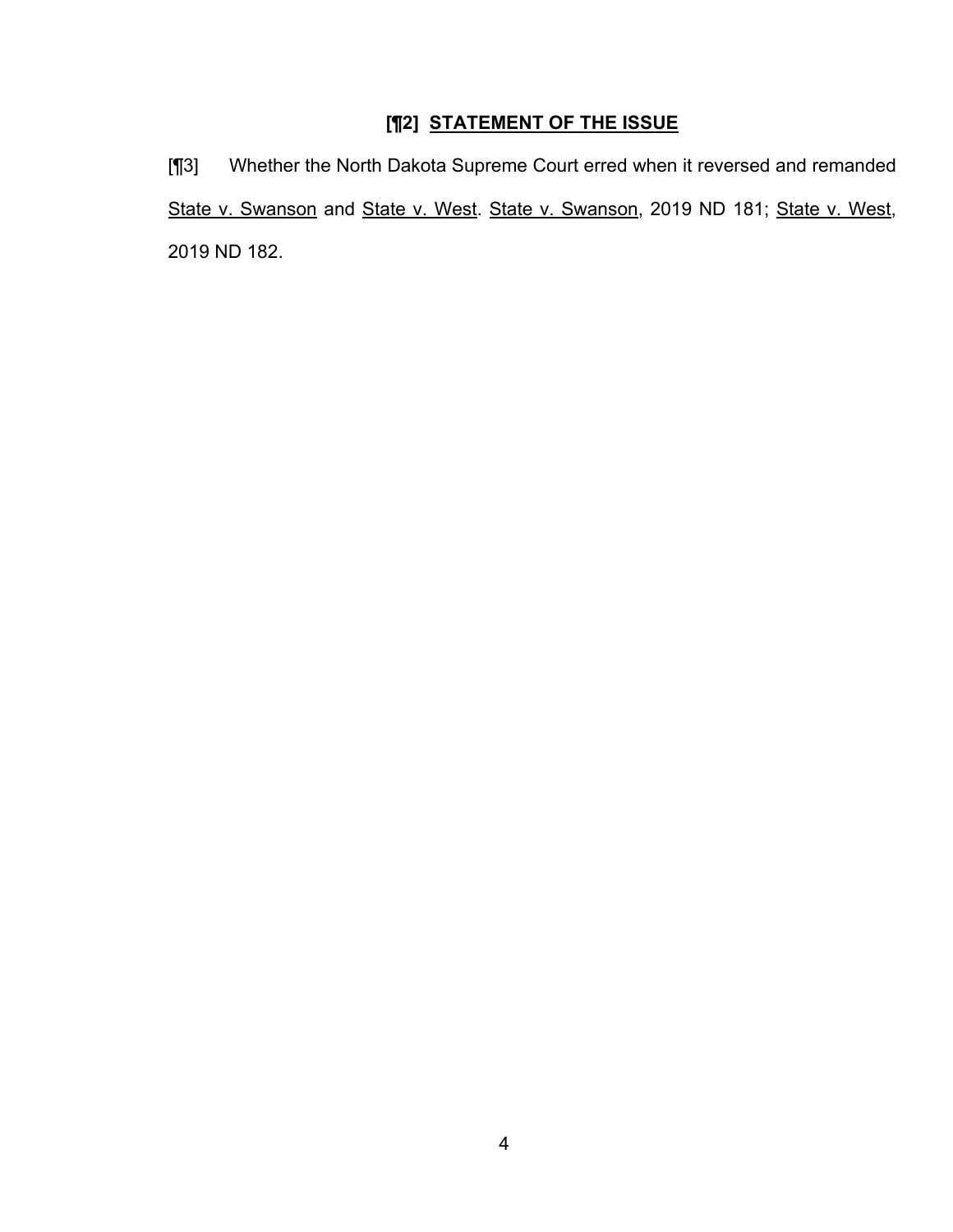## [¶2] <u>STATEMENT OF THE ISSUE</u>

[¶3] Whether the North Dakota Supreme Court erred when it reversed and remanded <u>State v. Swanson</u> and <u>State v. West</u>. <u>State v. Swanson</u>, 2019 ND 181; <u>State v. West</u>, 2019 ND 182.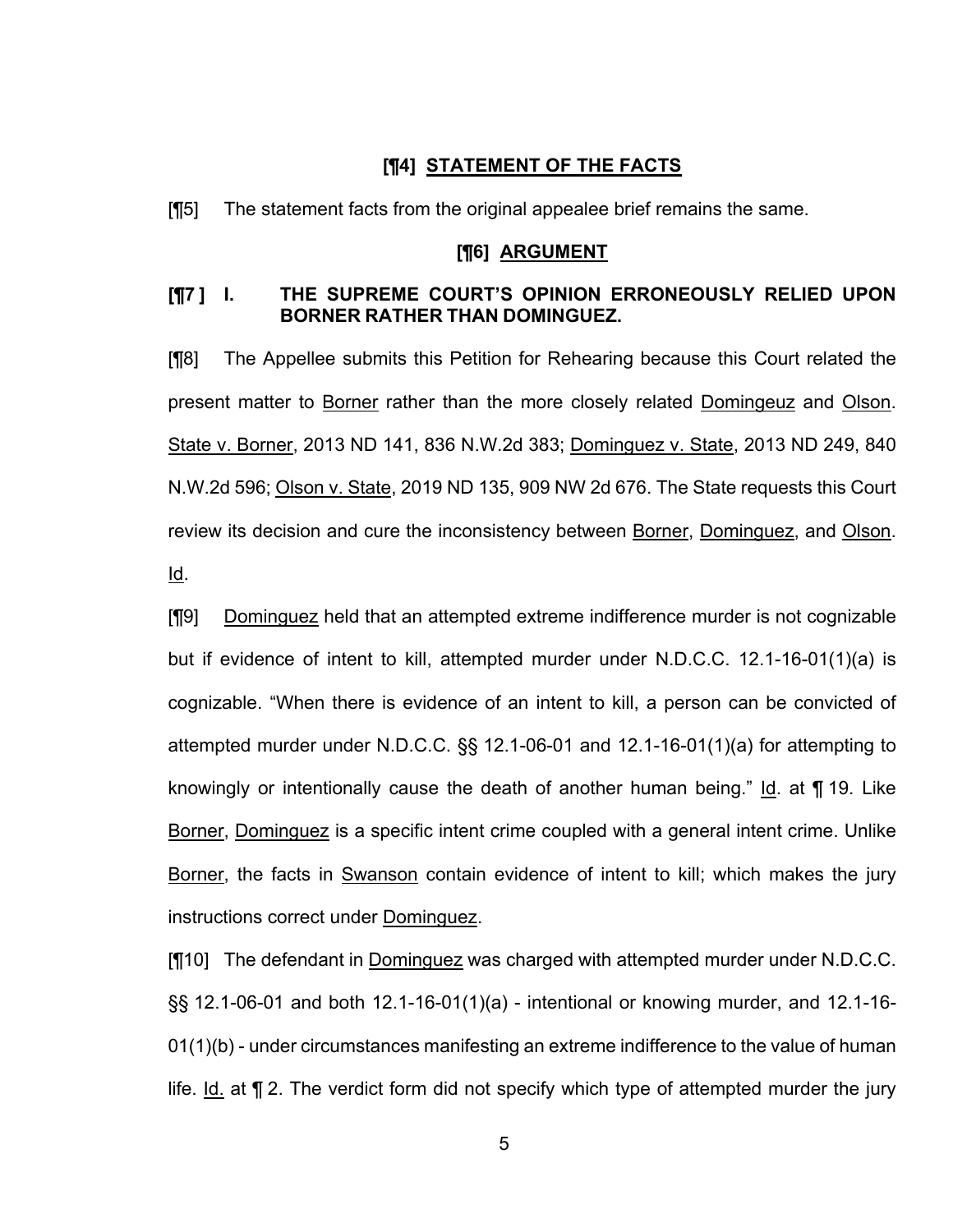## [¶4] <u>STATEMENT OF THE FACTS</u>

[¶5] The statement facts from the original appealee brief remains the same.

## [¶6] <u>ARGUMENT</u>

### [¶7 ] I. THE SUPREME COURT'S OPINION ERRONEOUSLY RELIED UPON BORNER RATHER THAN DOMINGUEZ.

[¶8] The Appellee submits this Petition for Rehearing because this Court related the present matter to <u>Borner</u> rather than the more closely related <u>Domingeuz</u> and <u>Olson</u>. <u>State v. Borner</u>, 2013 ND 141, 836 N.W.2d 383; <u>Dominguez v. State</u>, 2013 ND 249, 840 N.W.2d 596; <u>Olson v. State</u>, 2019 ND 135, 909 NW 2d 676. The State requests this Court review its decision and cure the inconsistency between <u>Borner</u>, <u>Dominguez</u>, and <u>Olson</u>. <u>Id</u>.

[¶9] <u>Dominguez</u> held that an attempted extreme indifference murder is not cognizable but if evidence of intent to kill, attempted murder under N.D.C.C. 12.1-16-01(1)(a) is cognizable. "When there is evidence of an intent to kill, a person can be convicted of attempted murder under N.D.C.C. §§ 12.1-06-01 and 12.1-16-01(1)(a) for attempting to knowingly or intentionally cause the death of another human being." <u>Id</u>. at ¶ 19. Like <u>Borner</u>, <u>Dominguez</u> is a specific intent crime coupled with a general intent crime. Unlike <u>Borner</u>, the facts in <u>Swanson</u> contain evidence of intent to kill; which makes the jury instructions correct under <u>Dominguez</u>.

[¶10] The defendant in <u>Dominguez</u> was charged with attempted murder under N.D.C.C. §§ 12.1-06-01 and both 12.1-16-01(1)(a) - intentional or knowing murder, and 12.1-16-01(1)(b) - under circumstances manifesting an extreme indifference to the value of human life. <u>Id.</u> at ¶ 2. The verdict form did not specify which type of attempted murder the jury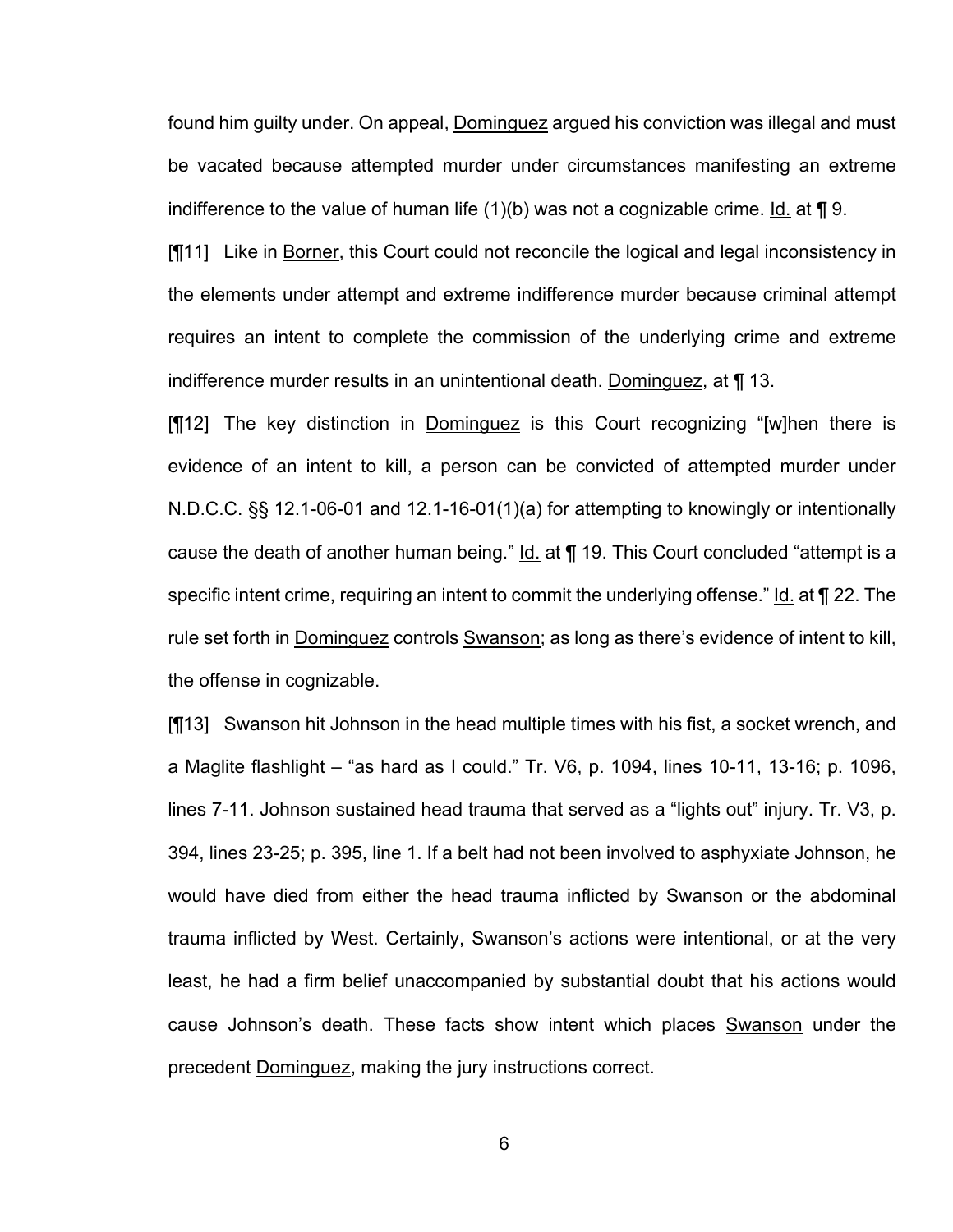found him guilty under. On appeal, Dominguez argued his conviction was illegal and must be vacated because attempted murder under circumstances manifesting an extreme indifference to the value of human life (1)(b) was not a cognizable crime. Id. at ¶ 9.

[¶11] Like in Borner, this Court could not reconcile the logical and legal inconsistency in the elements under attempt and extreme indifference murder because criminal attempt requires an intent to complete the commission of the underlying crime and extreme indifference murder results in an unintentional death. Dominguez, at ¶ 13.

[¶12] The key distinction in Dominguez is this Court recognizing "[w]hen there is evidence of an intent to kill, a person can be convicted of attempted murder under N.D.C.C. §§ 12.1-06-01 and 12.1-16-01(1)(a) for attempting to knowingly or intentionally cause the death of another human being." Id. at ¶ 19. This Court concluded "attempt is a specific intent crime, requiring an intent to commit the underlying offense." Id. at ¶ 22. The rule set forth in Dominguez controls Swanson; as long as there's evidence of intent to kill, the offense in cognizable.

[¶13] Swanson hit Johnson in the head multiple times with his fist, a socket wrench, and a Maglite flashlight – "as hard as I could." Tr. V6, p. 1094, lines 10-11, 13-16; p. 1096, lines 7-11. Johnson sustained head trauma that served as a "lights out" injury. Tr. V3, p. 394, lines 23-25; p. 395, line 1. If a belt had not been involved to asphyxiate Johnson, he would have died from either the head trauma inflicted by Swanson or the abdominal trauma inflicted by West. Certainly, Swanson's actions were intentional, or at the very least, he had a firm belief unaccompanied by substantial doubt that his actions would cause Johnson's death. These facts show intent which places Swanson under the precedent Dominguez, making the jury instructions correct.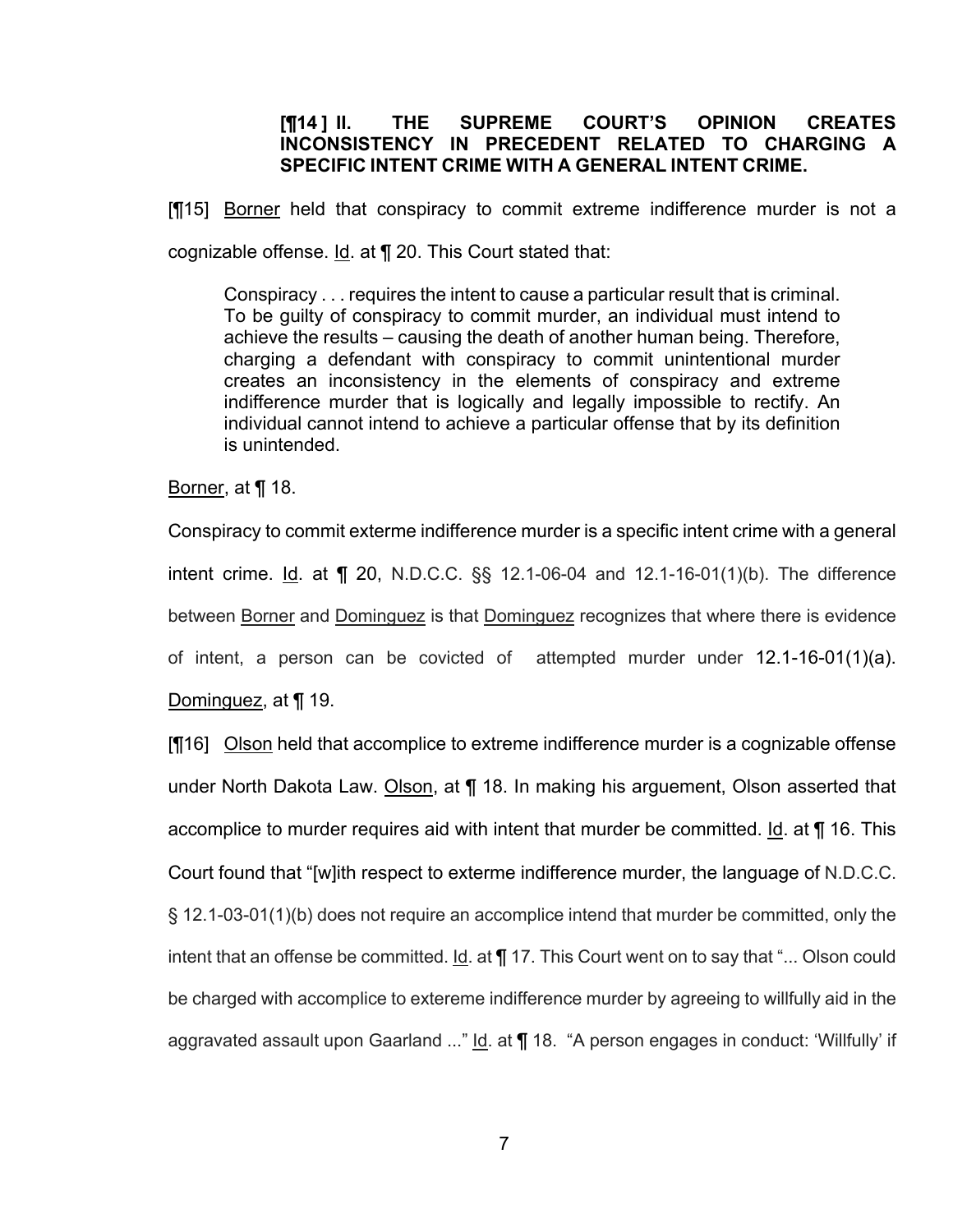**[¶14 ] II. THE SUPREME COURT'S OPINION CREATES INCONSISTENCY IN PRECEDENT RELATED TO CHARGING A SPECIFIC INTENT CRIME WITH A GENERAL INTENT CRIME.**

[¶15] Borner held that conspiracy to commit extreme indifference murder is not a cognizable offense. Id. at ¶ 20. This Court stated that:

> Conspiracy . . . requires the intent to cause a particular result that is criminal. To be guilty of conspiracy to commit murder, an individual must intend to achieve the results – causing the death of another human being. Therefore, charging a defendant with conspiracy to commit unintentional murder creates an inconsistency in the elements of conspiracy and extreme indifference murder that is logically and legally impossible to rectify. An individual cannot intend to achieve a particular offense that by its definition is unintended.

Borner, at ¶ 18.

Conspiracy to commit exterme indifference murder is a specific intent crime with a general intent crime. Id. at ¶ 20, N.D.C.C. §§ 12.1-06-04 and 12.1-16-01(1)(b). The difference between Borner and Dominguez is that Dominguez recognizes that where there is evidence of intent, a person can be covicted of attempted murder under 12.1-16-01(1)(a). Dominguez, at ¶ 19.

[¶16] Olson held that accomplice to extreme indifference murder is a cognizable offense under North Dakota Law. Olson, at ¶ 18. In making his arguement, Olson asserted that accomplice to murder requires aid with intent that murder be committed. Id. at ¶ 16. This Court found that "[w]ith respect to exterme indifference murder, the language of N.D.C.C. § 12.1-03-01(1)(b) does not require an accomplice intend that murder be committed, only the intent that an offense be committed. Id. at ¶ 17. This Court went on to say that "... Olson could be charged with accomplice to extereme indifference murder by agreeing to willfully aid in the aggravated assault upon Gaarland ..." Id. at ¶ 18. "A person engages in conduct: 'Willfully' if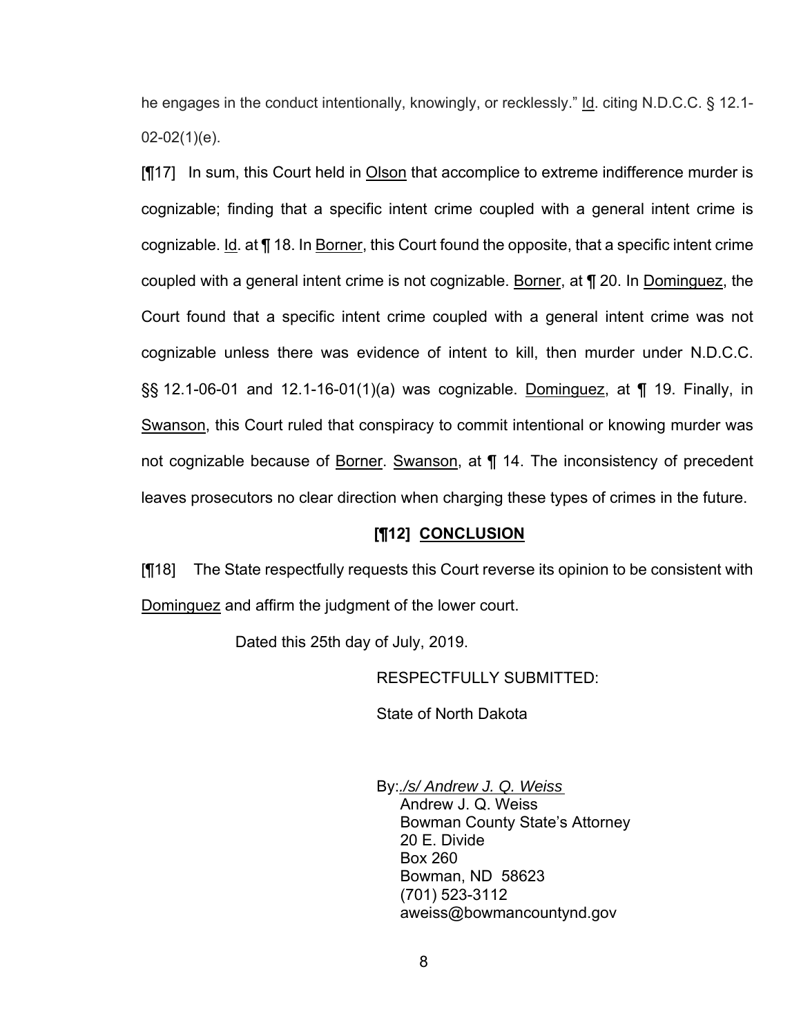he engages in the conduct intentionally, knowingly, or recklessly." Id. citing N.D.C.C. § 12.1-02-02(1)(e).

[¶17] In sum, this Court held in Olson that accomplice to extreme indifference murder is cognizable; finding that a specific intent crime coupled with a general intent crime is cognizable. Id. at ¶ 18. In Borner, this Court found the opposite, that a specific intent crime coupled with a general intent crime is not cognizable. Borner, at ¶ 20. In Dominguez, the Court found that a specific intent crime coupled with a general intent crime was not cognizable unless there was evidence of intent to kill, then murder under N.D.C.C. §§ 12.1-06-01 and 12.1-16-01(1)(a) was cognizable. Dominguez, at ¶ 19. Finally, in Swanson, this Court ruled that conspiracy to commit intentional or knowing murder was not cognizable because of Borner. Swanson, at ¶ 14. The inconsistency of precedent leaves prosecutors no clear direction when charging these types of crimes in the future.

## [¶12] CONCLUSION

[¶18] The State respectfully requests this Court reverse its opinion to be consistent with Dominguez and affirm the judgment of the lower court.

Dated this 25th day of July, 2019.

RESPECTFULLY SUBMITTED:

State of North Dakota

By: */s/ Andrew J. Q. Weiss*
Andrew J. Q. Weiss
Bowman County State's Attorney
20 E. Divide
Box 260
Bowman, ND 58623
(701) 523-3112
aweiss@bowmancountynd.gov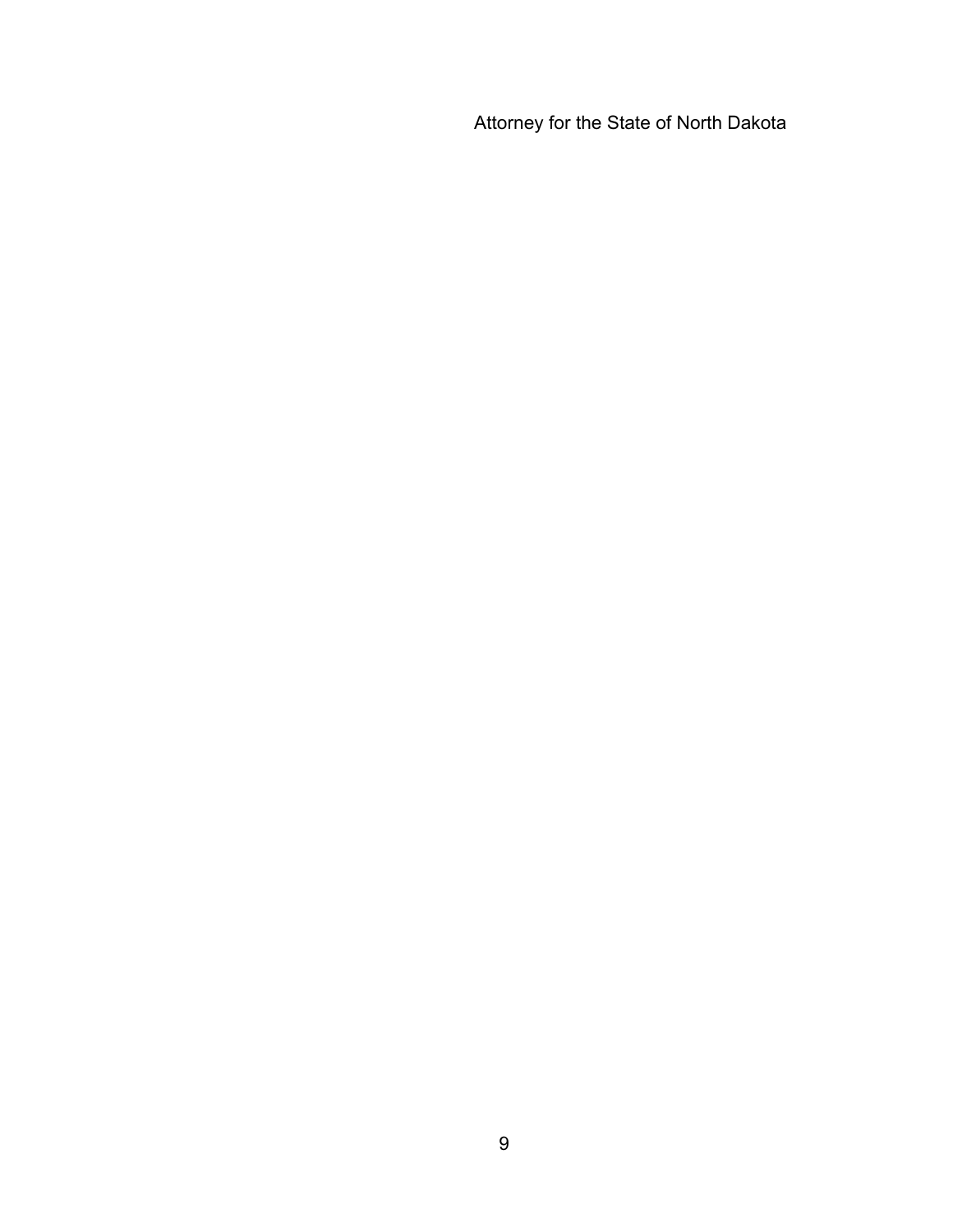Attorney for the State of North Dakota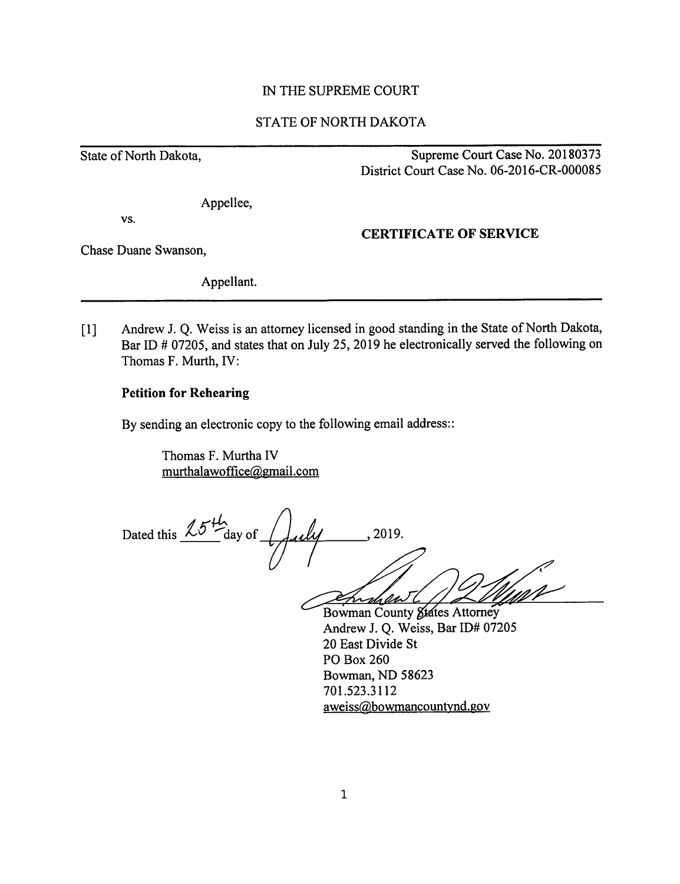IN THE SUPREME COURT

STATE OF NORTH DAKOTA

| | |
|---|---|
| State of North Dakota, | Supreme Court Case No. 20180373<br>District Court Case No. 06-2016-CR-000085 |
| Appellee, | |
| vs. | **CERTIFICATE OF SERVICE** |
| Chase Duane Swanson, | |
| Appellant. | |

[1] Andrew J. Q. Weiss is an attorney licensed in good standing in the State of North Dakota, Bar ID # 07205, and states that on July 25, 2019 he electronically served the following on Thomas F. Murth, IV:

**Petition for Rehearing**

By sending an electronic copy to the following email address::

Thomas F. Murtha IV
murthalawoffice@gmail.com

Dated this 25th day of July, 2019.

Bowman County States Attorney
Andrew J. Q. Weiss, Bar ID# 07205
20 East Divide St
PO Box 260
Bowman, ND 58623
701.523.3112
aweiss@bowmancountynd.gov